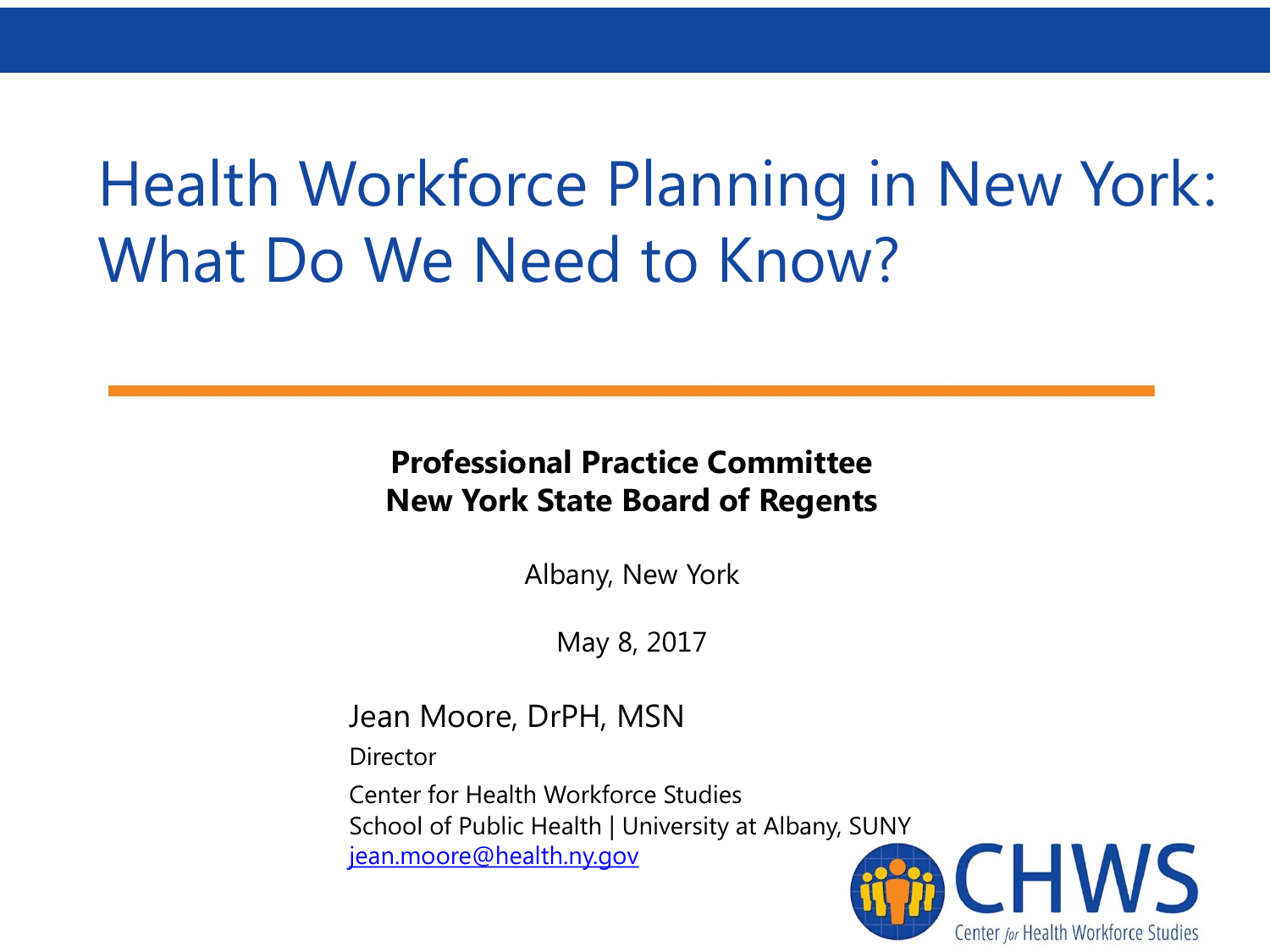# Health Workforce Planning in New York: What Do We Need to Know?

**Professional Practice Committee**
**New York State Board of Regents**

Albany, New York

May 8, 2017

Jean Moore, DrPH, MSN

Director

Center for Health Workforce Studies
School of Public Health | University at Albany, SUNY
jean.moore@health.ny.gov

CHWS
Center for Health Workforce Studies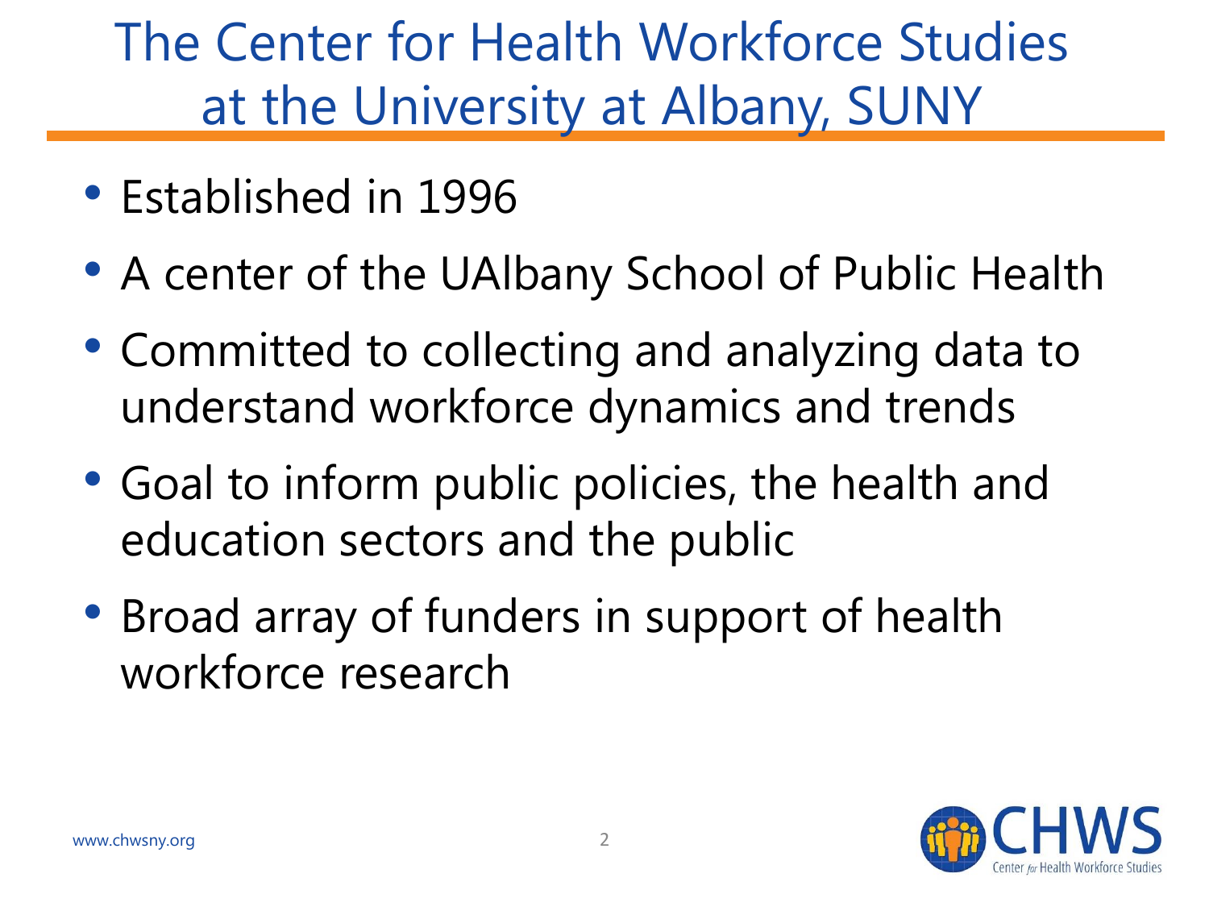# The Center for Health Workforce Studies at the University at Albany, SUNY

- Established in 1996
- A center of the UAlbany School of Public Health
- Committed to collecting and analyzing data to understand workforce dynamics and trends
- Goal to inform public policies, the health and education sectors and the public
- Broad array of funders in support of health workforce research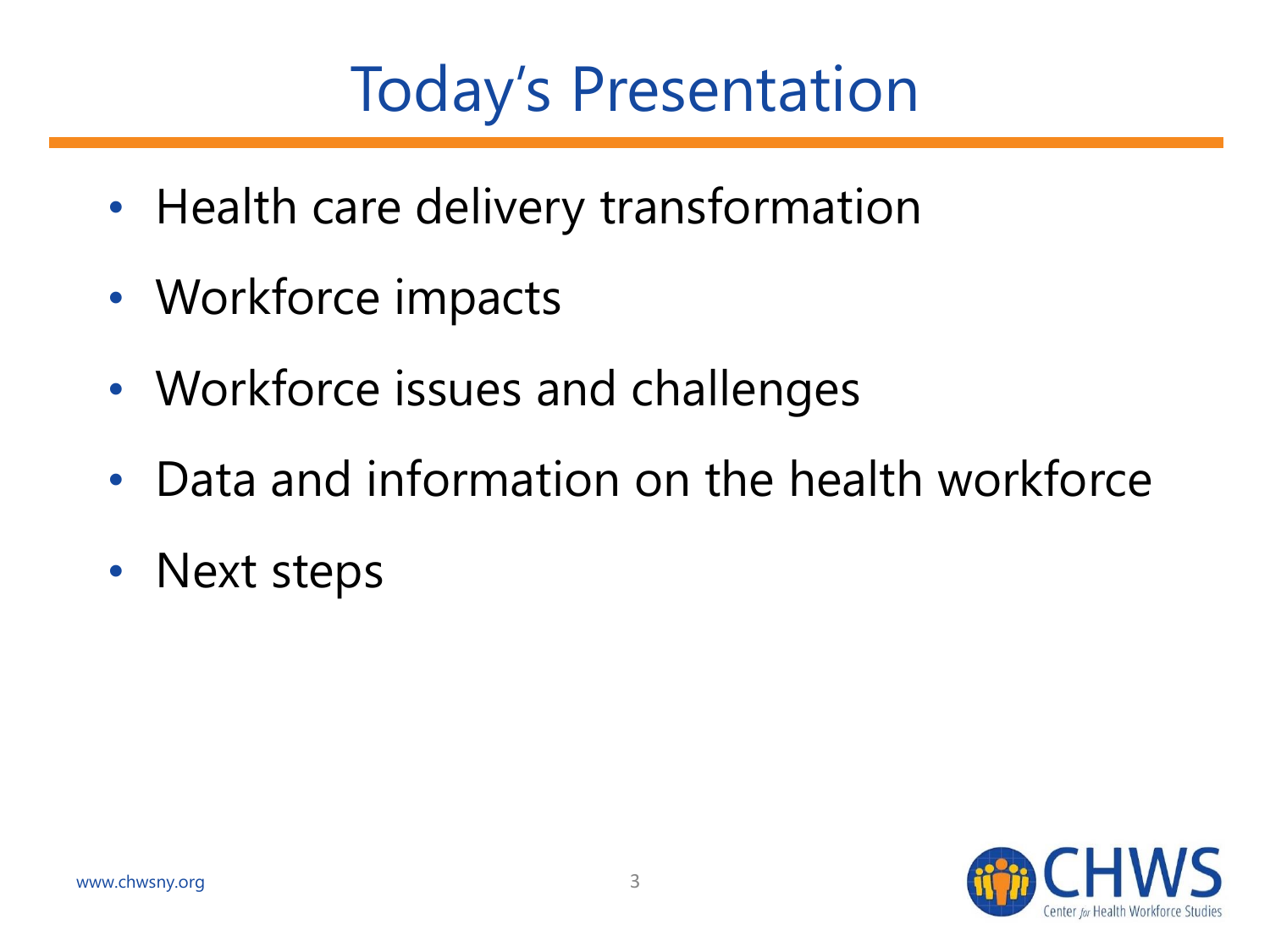# Today's Presentation

- Health care delivery transformation
- Workforce impacts
- Workforce issues and challenges
- Data and information on the health workforce
- Next steps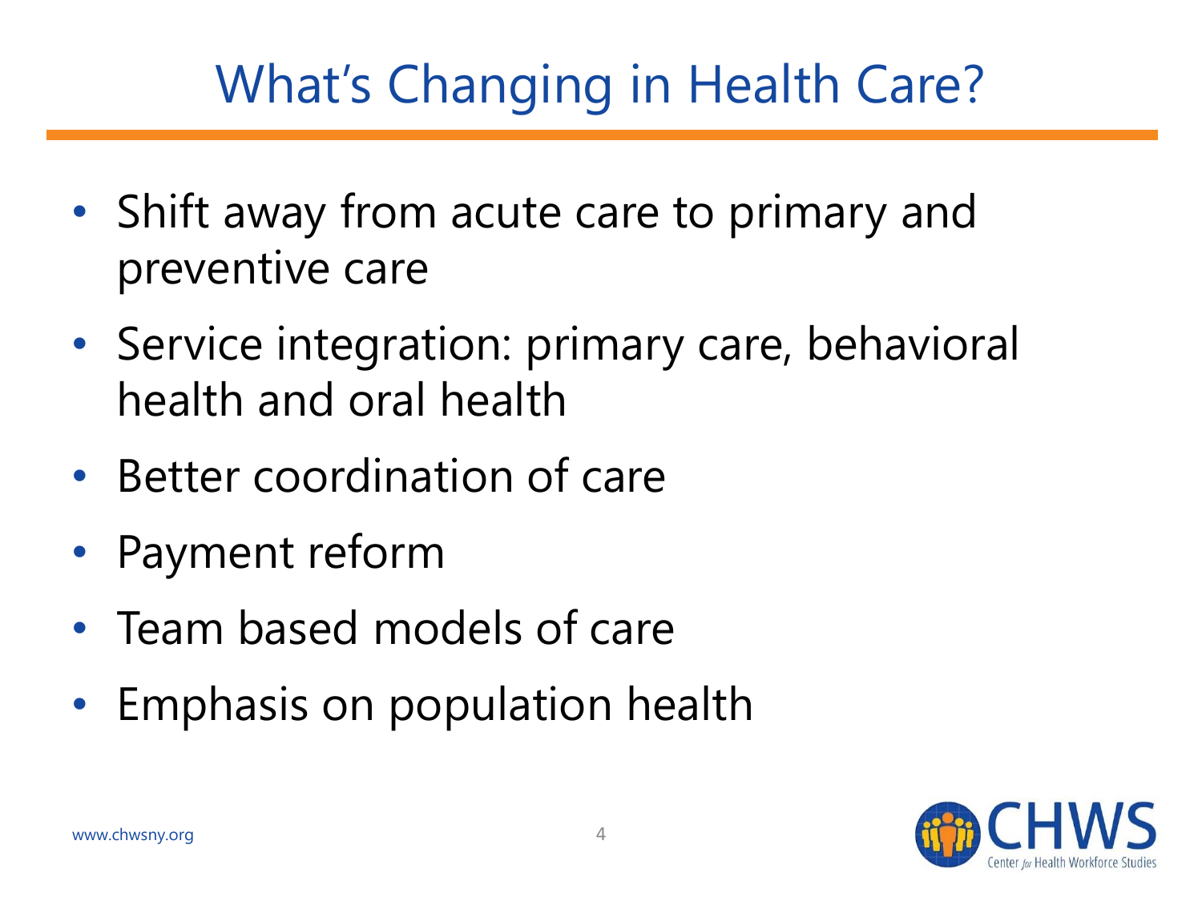# What's Changing in Health Care?

- Shift away from acute care to primary and preventive care
- Service integration: primary care, behavioral health and oral health
- Better coordination of care
- Payment reform
- Team based models of care
- Emphasis on population health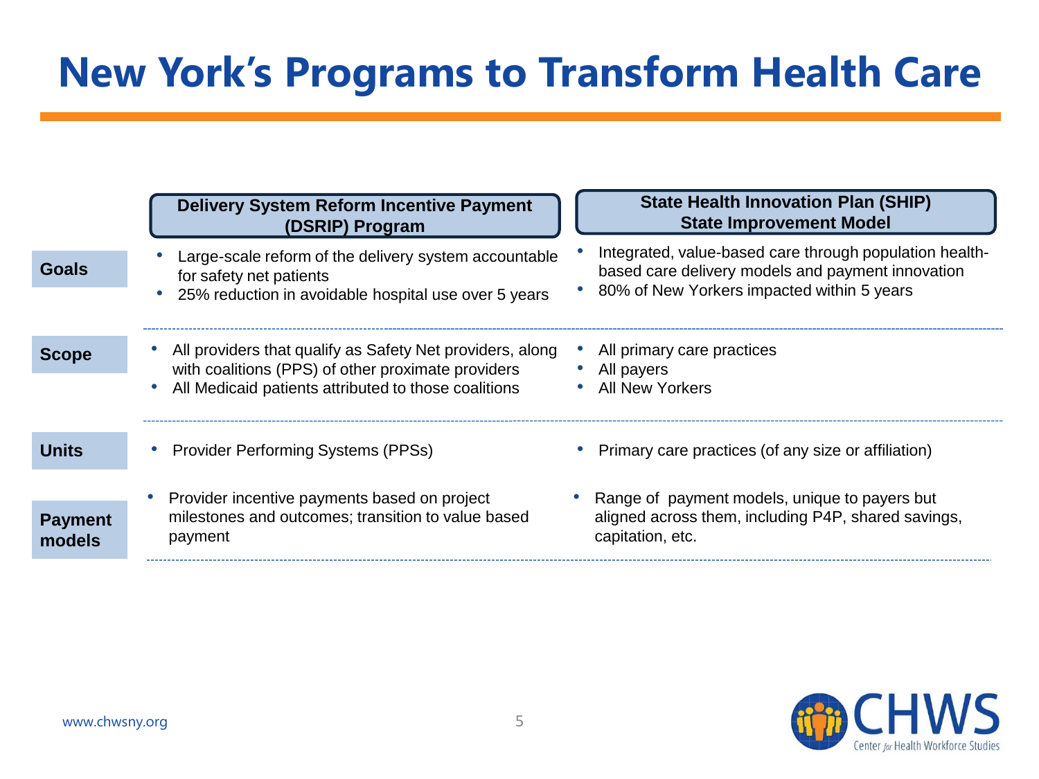# New York's Programs to Transform Health Care

| | Delivery System Reform Incentive Payment (DSRIP) Program | State Health Innovation Plan (SHIP) State Improvement Model |
|---|---|---|
| **Goals** | • Large-scale reform of the delivery system accountable for safety net patients<br>• 25% reduction in avoidable hospital use over 5 years | • Integrated, value-based care through population health-based care delivery models and payment innovation<br>• 80% of New Yorkers impacted within 5 years |
| **Scope** | • All providers that qualify as Safety Net providers, along with coalitions (PPS) of other proximate providers<br>• All Medicaid patients attributed to those coalitions | • All primary care practices<br>• All payers<br>• All New Yorkers |
| **Units** | • Provider Performing Systems (PPSs) | • Primary care practices (of any size or affiliation) |
| **Payment models** | • Provider incentive payments based on project milestones and outcomes; transition to value based payment | • Range of payment models, unique to payers but aligned across them, including P4P, shared savings, capitation, etc. |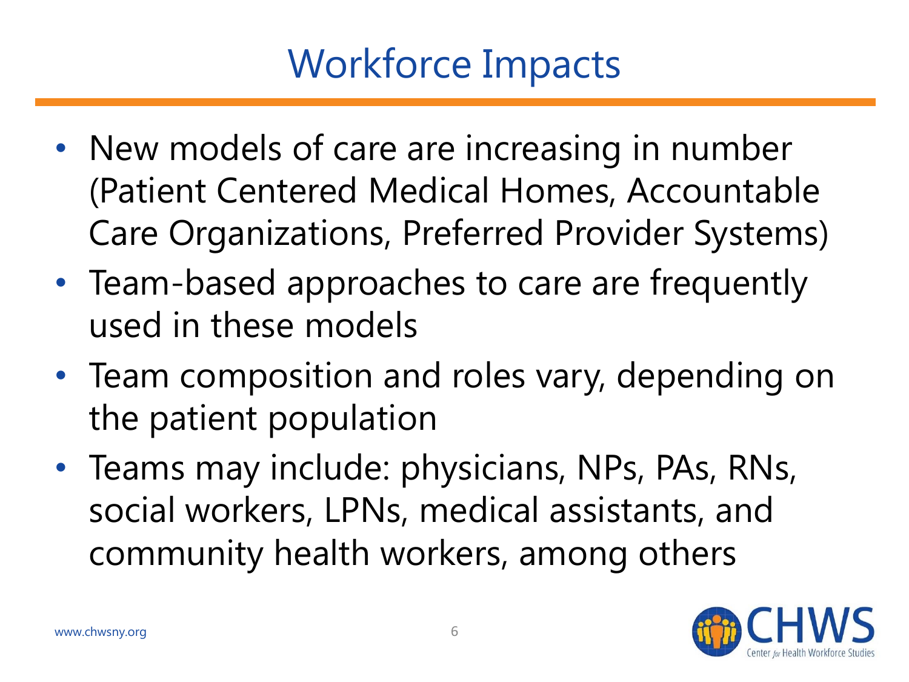# Workforce Impacts

- New models of care are increasing in number (Patient Centered Medical Homes, Accountable Care Organizations, Preferred Provider Systems)
- Team-based approaches to care are frequently used in these models
- Team composition and roles vary, depending on the patient population
- Teams may include: physicians, NPs, PAs, RNs, social workers, LPNs, medical assistants, and community health workers, among others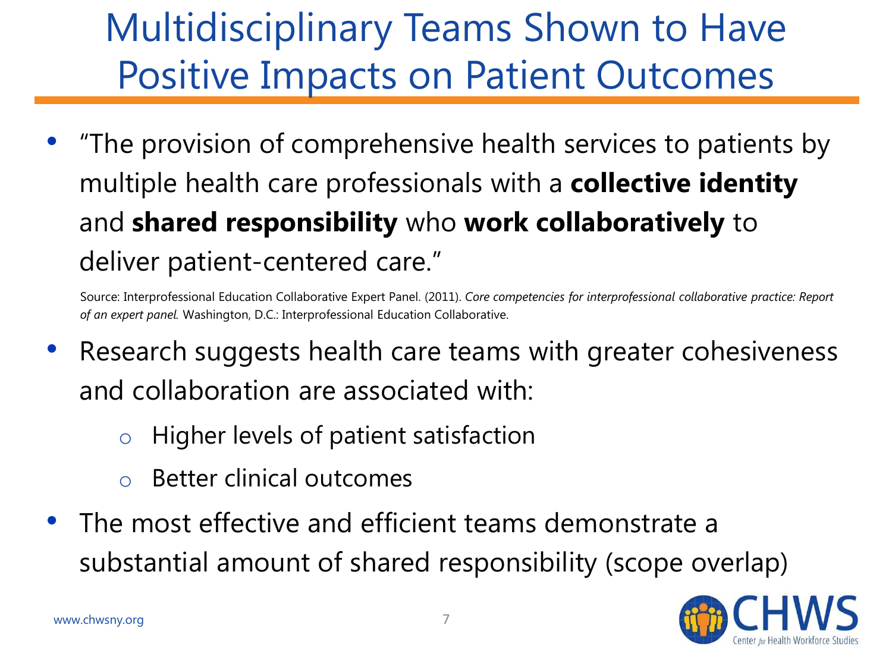# Multidisciplinary Teams Shown to Have Positive Impacts on Patient Outcomes

- "The provision of comprehensive health services to patients by multiple health care professionals with a **collective identity** and **shared responsibility** who **work collaboratively** to deliver patient-centered care."

  Source: Interprofessional Education Collaborative Expert Panel. (2011). *Core competencies for interprofessional collaborative practice: Report of an expert panel.* Washington, D.C.: Interprofessional Education Collaborative.

- Research suggests health care teams with greater cohesiveness and collaboration are associated with:
  - Higher levels of patient satisfaction
  - Better clinical outcomes
- The most effective and efficient teams demonstrate a substantial amount of shared responsibility (scope overlap)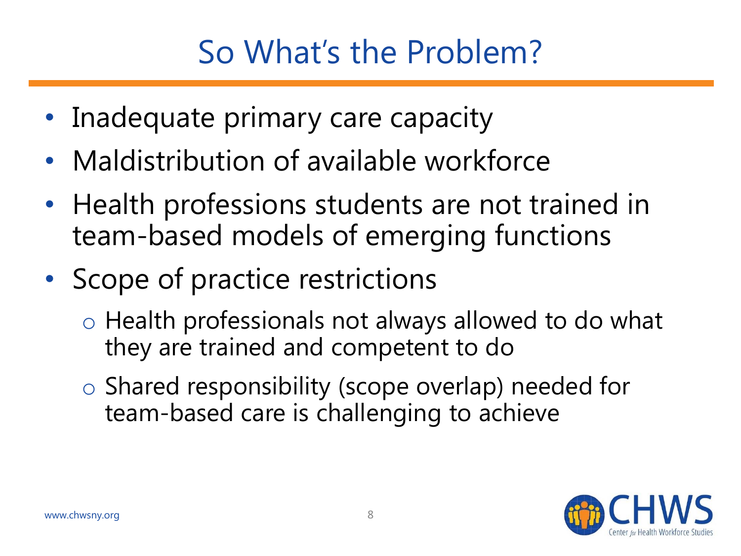# So What's the Problem?

- Inadequate primary care capacity
- Maldistribution of available workforce
- Health professions students are not trained in team-based models of emerging functions
- Scope of practice restrictions
  - Health professionals not always allowed to do what they are trained and competent to do
  - Shared responsibility (scope overlap) needed for team-based care is challenging to achieve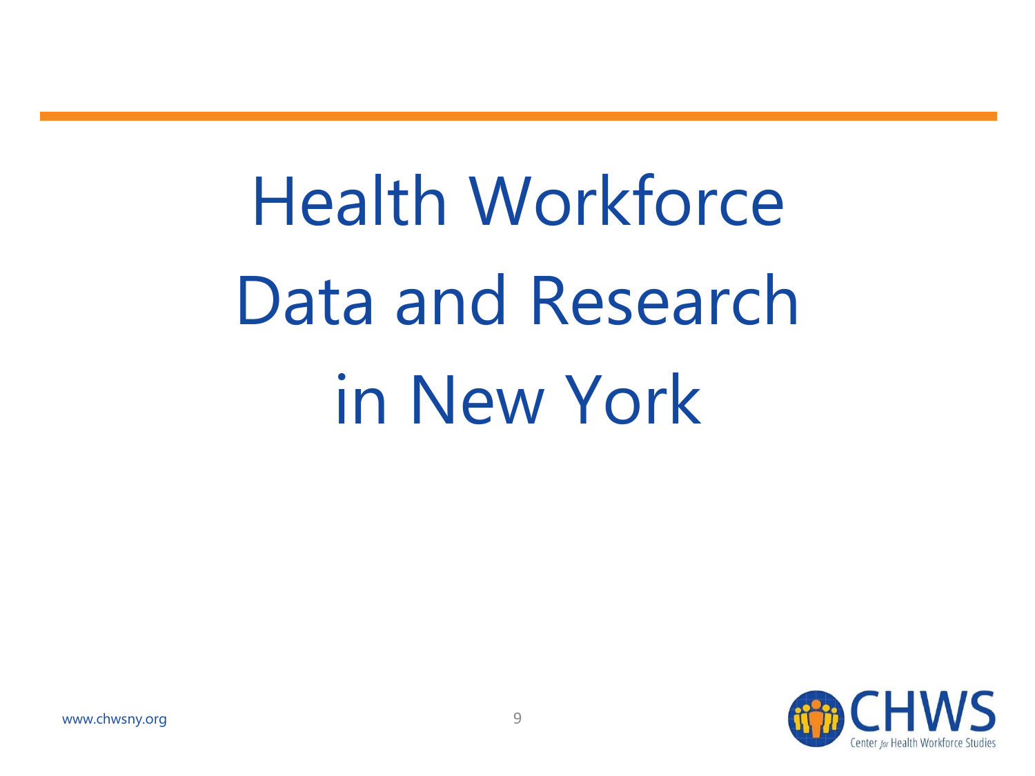# Health Workforce Data and Research in New York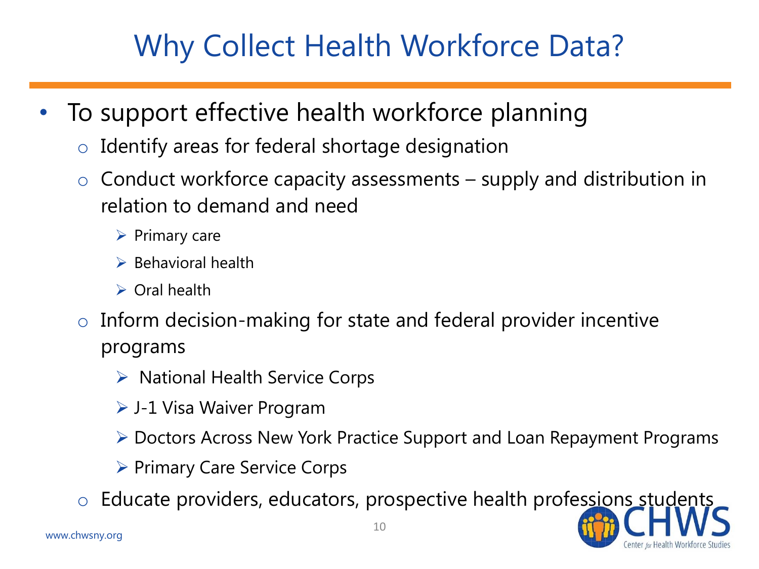# Why Collect Health Workforce Data?

- To support effective health workforce planning
  - Identify areas for federal shortage designation
  - Conduct workforce capacity assessments – supply and distribution in relation to demand and need
    - Primary care
    - Behavioral health
    - Oral health
  - Inform decision-making for state and federal provider incentive programs
    - National Health Service Corps
    - J-1 Visa Waiver Program
    - Doctors Across New York Practice Support and Loan Repayment Programs
    - Primary Care Service Corps
  - Educate providers, educators, prospective health professions students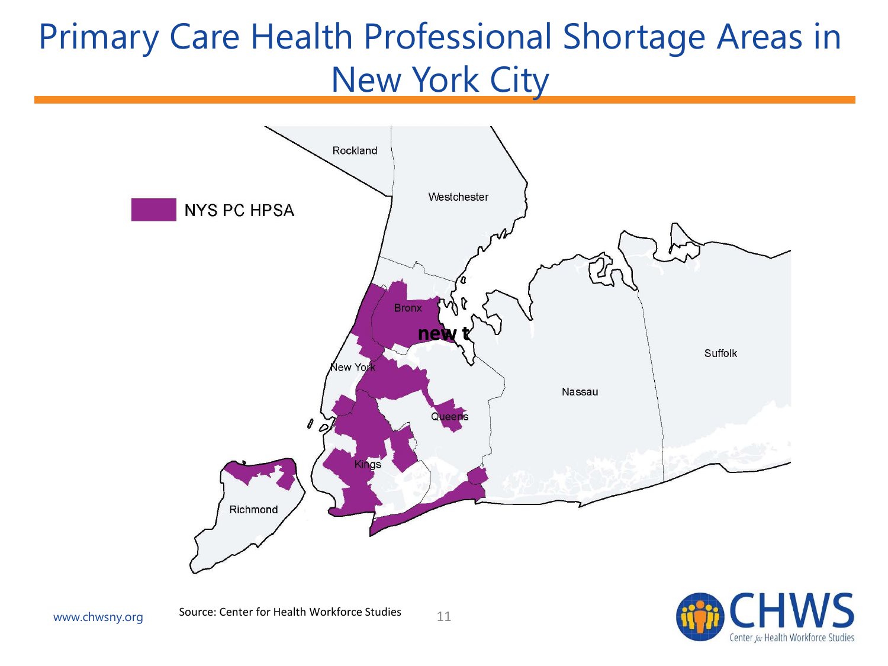# Primary Care Health Professional Shortage Areas in New York City

NYS PC HPSA

Rockland

Westchester

Bronx

new t

New York

Queens

Kings

Richmond

Nassau

Suffolk

Source: Center for Health Workforce Studies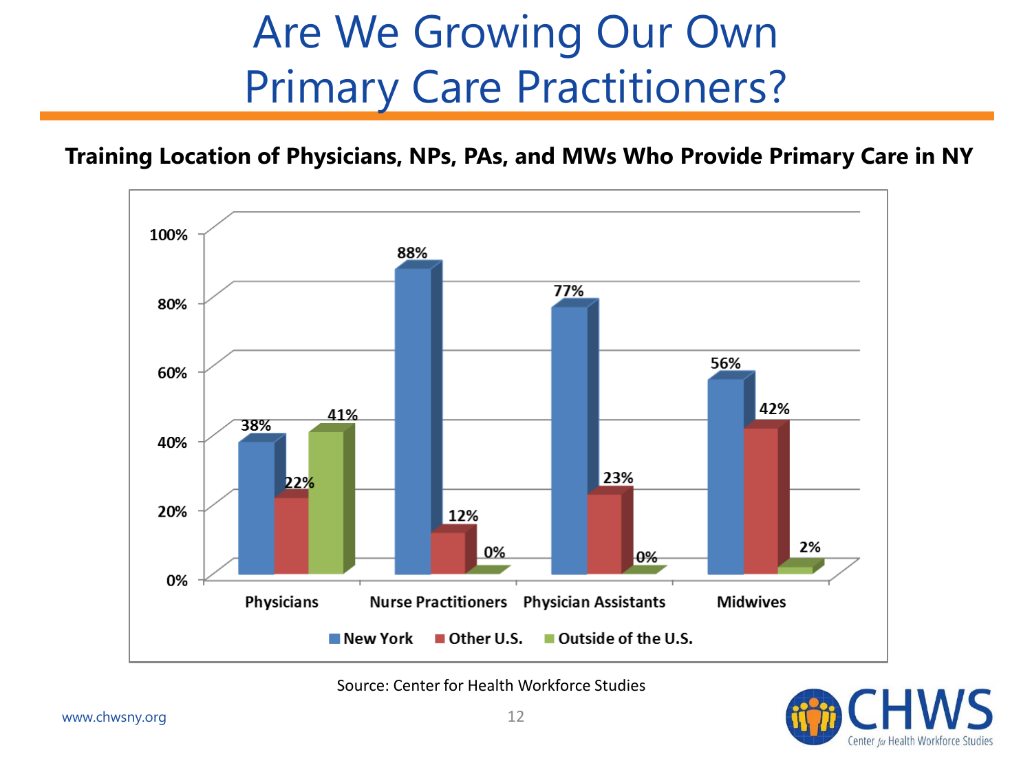# Are We Growing Our Own Primary Care Practitioners?

**Training Location of Physicians, NPs, PAs, and MWs Who Provide Primary Care in NY**

| | New York | Other U.S. | Outside of the U.S. |
|---|---|---|---|
| Physicians | 38% | 22% | 41% |
| Nurse Practitioners | 88% | 12% | 0% |
| Physician Assistants | 77% | 23% | 0% |
| Midwives | 56% | 42% | 2% |

Source: Center for Health Workforce Studies

www.chwsny.org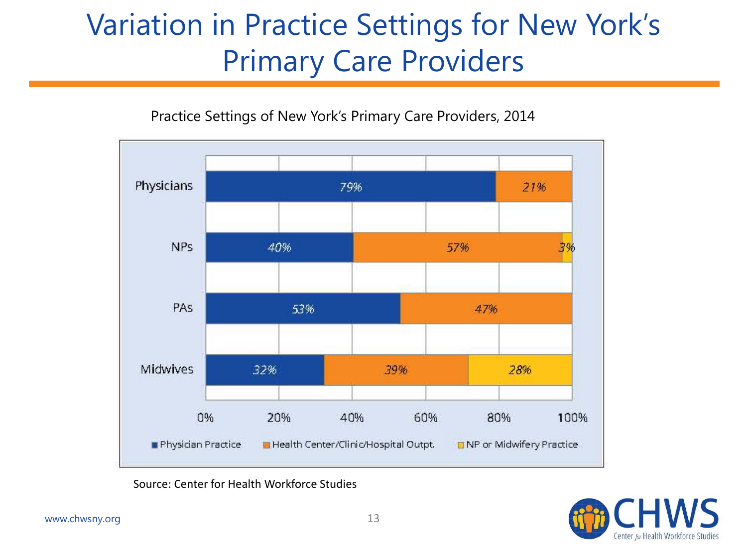# Variation in Practice Settings for New York's Primary Care Providers

Practice Settings of New York's Primary Care Providers, 2014

| | Physician Practice | Health Center/Clinic/Hospital Outpt. | NP or Midwifery Practice |
|---|---|---|---|
| Physicians | 79% | 21% | |
| NPs | 40% | 57% | 3% |
| PAs | 53% | 47% | |
| Midwives | 32% | 39% | 28% |

Source: Center for Health Workforce Studies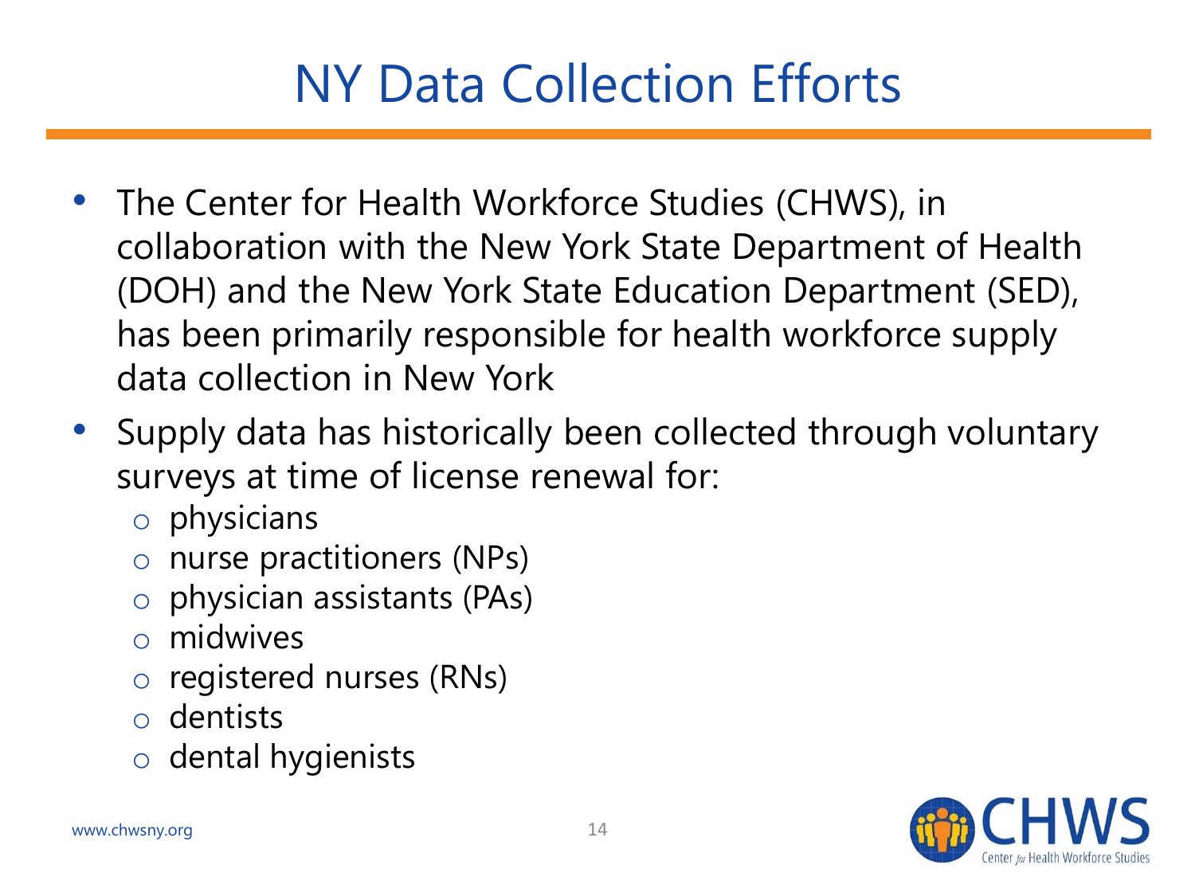# NY Data Collection Efforts

- The Center for Health Workforce Studies (CHWS), in collaboration with the New York State Department of Health (DOH) and the New York State Education Department (SED), has been primarily responsible for health workforce supply data collection in New York
- Supply data has historically been collected through voluntary surveys at time of license renewal for:
  - physicians
  - nurse practitioners (NPs)
  - physician assistants (PAs)
  - midwives
  - registered nurses (RNs)
  - dentists
  - dental hygienists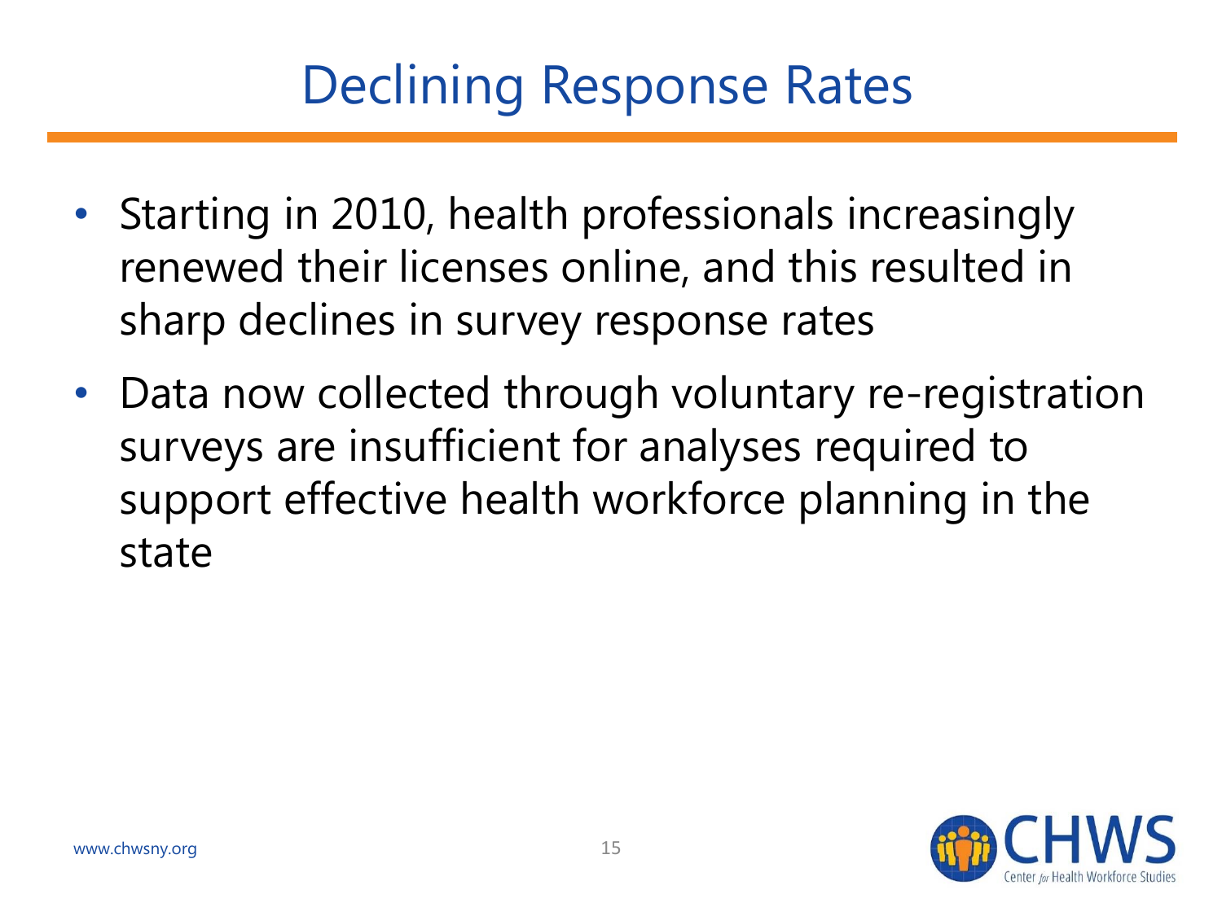# Declining Response Rates

- Starting in 2010, health professionals increasingly renewed their licenses online, and this resulted in sharp declines in survey response rates
- Data now collected through voluntary re-registration surveys are insufficient for analyses required to support effective health workforce planning in the state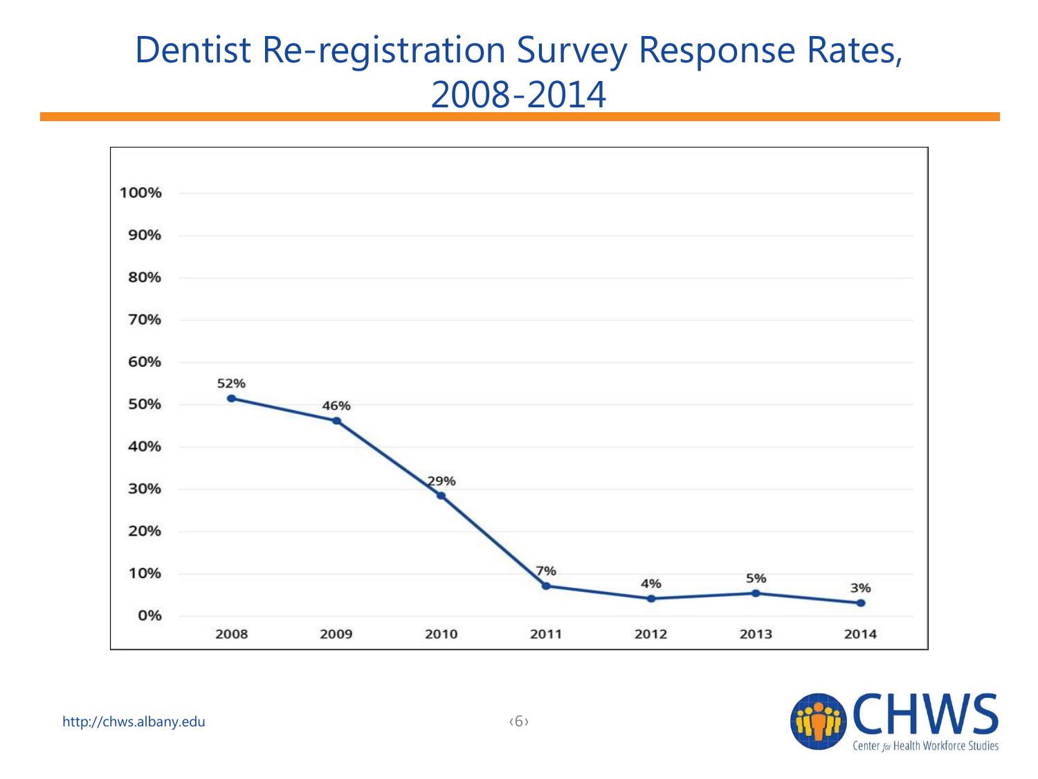# Dentist Re-registration Survey Response Rates, 2008-2014

| Year | Response Rate |
|---|---|
| 2008 | 52% |
| 2009 | 46% |
| 2010 | 29% |
| 2011 | 7% |
| 2012 | 4% |
| 2013 | 5% |
| 2014 | 3% |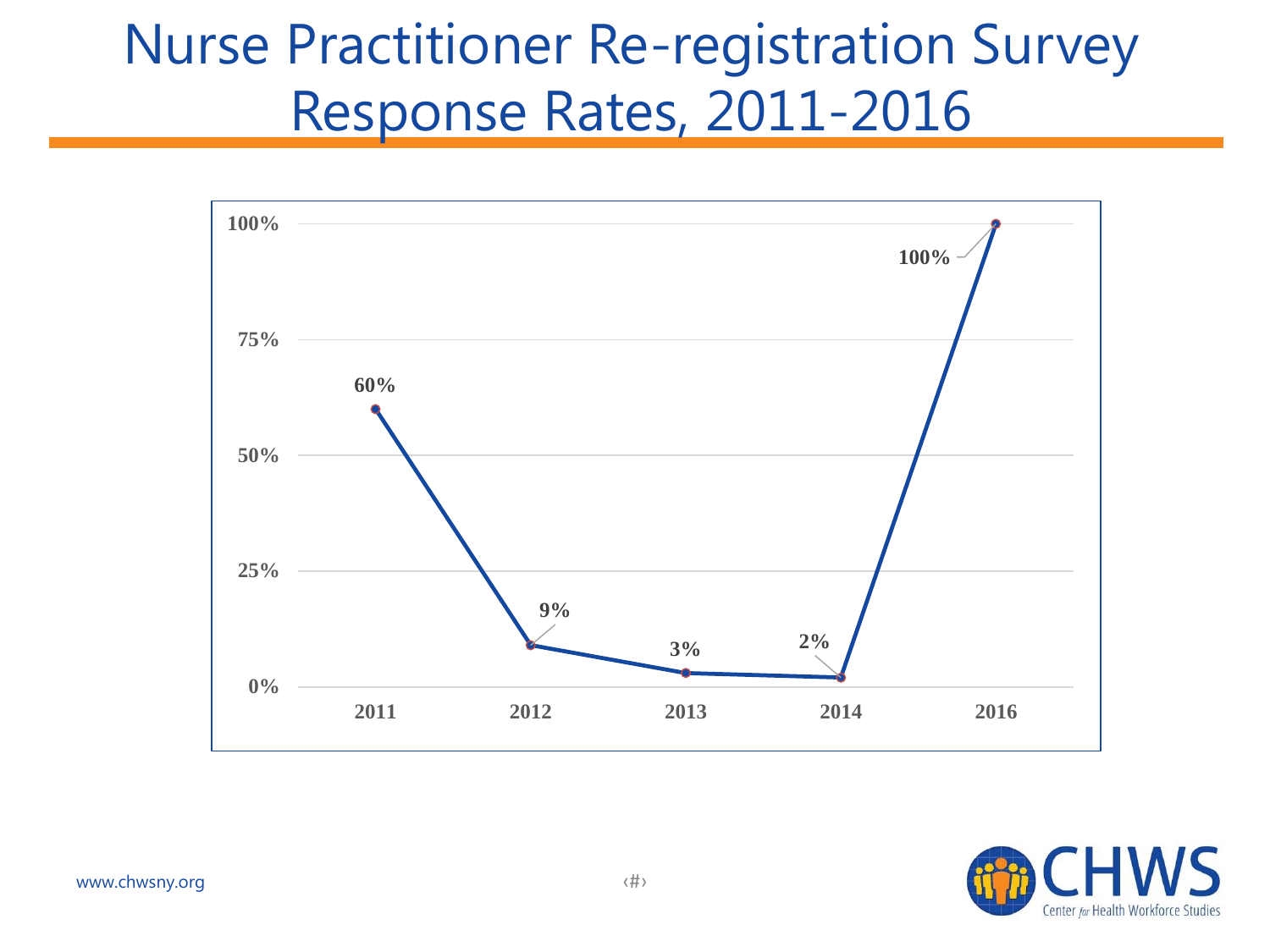# Nurse Practitioner Re-registration Survey Response Rates, 2011-2016

| Year | Response Rate |
|---|---|
| 2011 | 60% |
| 2012 | 9% |
| 2013 | 3% |
| 2014 | 2% |
| 2016 | 100% |

www.chwsny.org

CHWS Center for Health Workforce Studies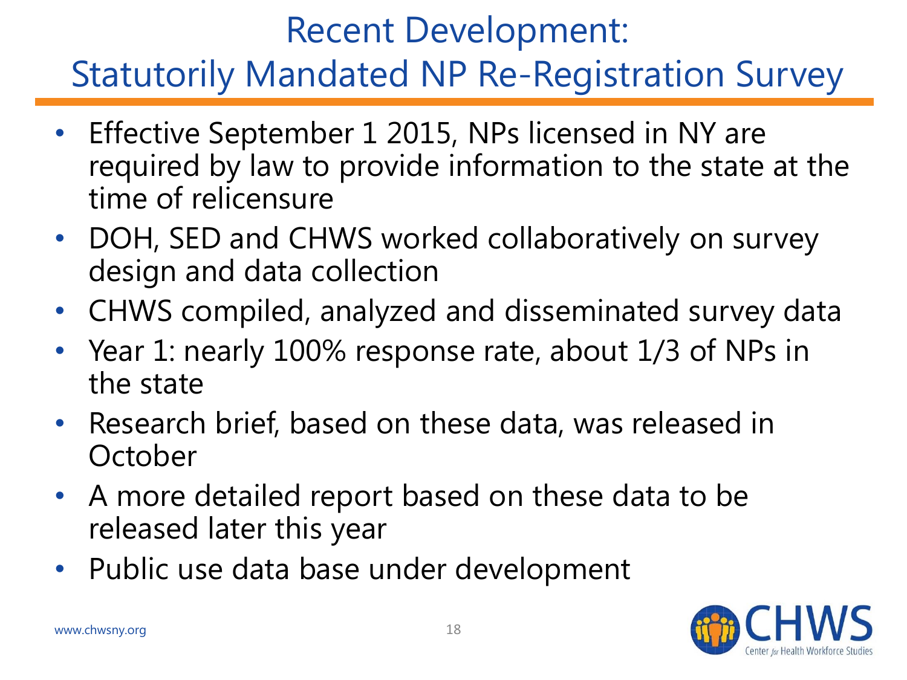# Recent Development: Statutorily Mandated NP Re-Registration Survey

- Effective September 1 2015, NPs licensed in NY are required by law to provide information to the state at the time of relicensure
- DOH, SED and CHWS worked collaboratively on survey design and data collection
- CHWS compiled, analyzed and disseminated survey data
- Year 1: nearly 100% response rate, about 1/3 of NPs in the state
- Research brief, based on these data, was released in October
- A more detailed report based on these data to be released later this year
- Public use data base under development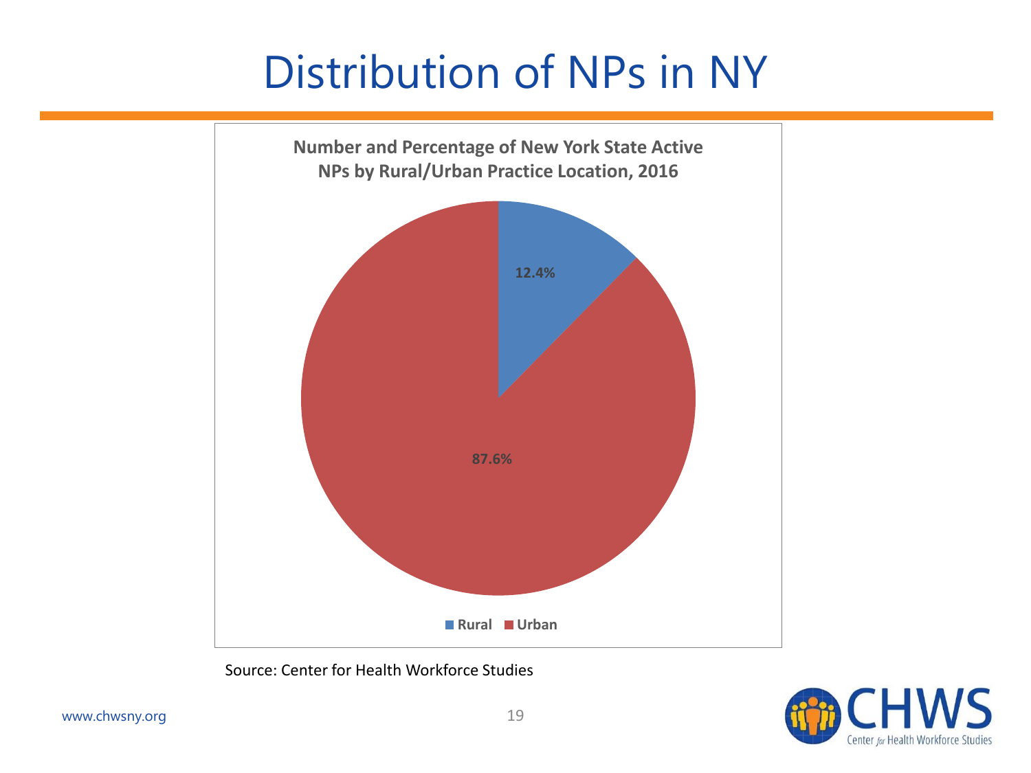# Distribution of NPs in NY

**Number and Percentage of New York State Active NPs by Rural/Urban Practice Location, 2016**

| Location | Percentage |
|---|---|
| Rural | 12.4% |
| Urban | 87.6% |

Source: Center for Health Workforce Studies

www.chwsny.org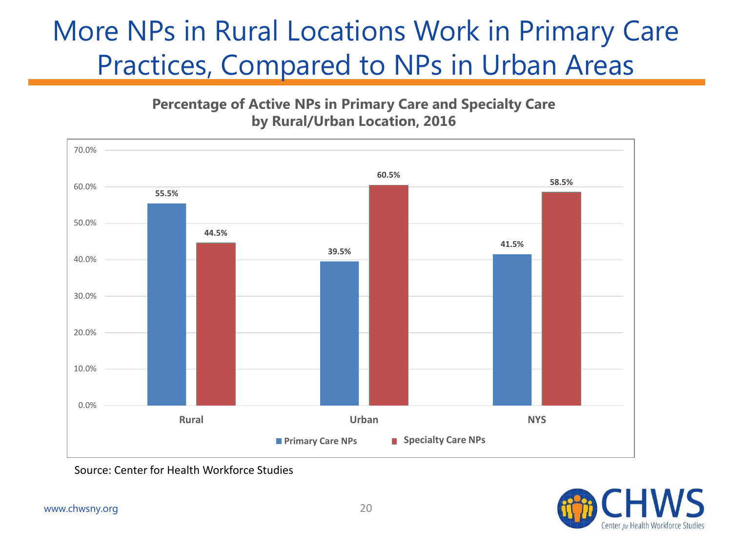# More NPs in Rural Locations Work in Primary Care Practices, Compared to NPs in Urban Areas

**Percentage of Active NPs in Primary Care and Specialty Care by Rural/Urban Location, 2016**

| | Primary Care NPs | Specialty Care NPs |
|---|---|---|
| Rural | 55.5% | 44.5% |
| Urban | 39.5% | 60.5% |
| NYS | 41.5% | 58.5% |

Source: Center for Health Workforce Studies

www.chwsny.org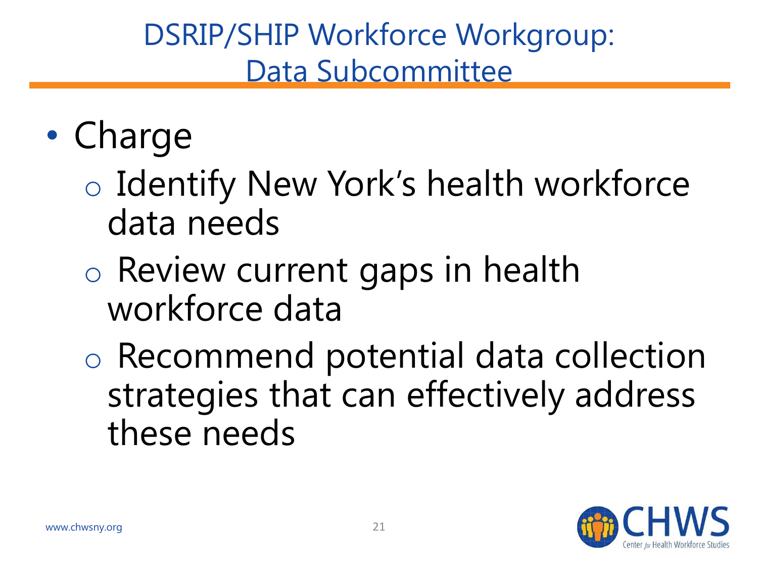# DSRIP/SHIP Workforce Workgroup: Data Subcommittee

- Charge
  - Identify New York's health workforce data needs
  - Review current gaps in health workforce data
  - Recommend potential data collection strategies that can effectively address these needs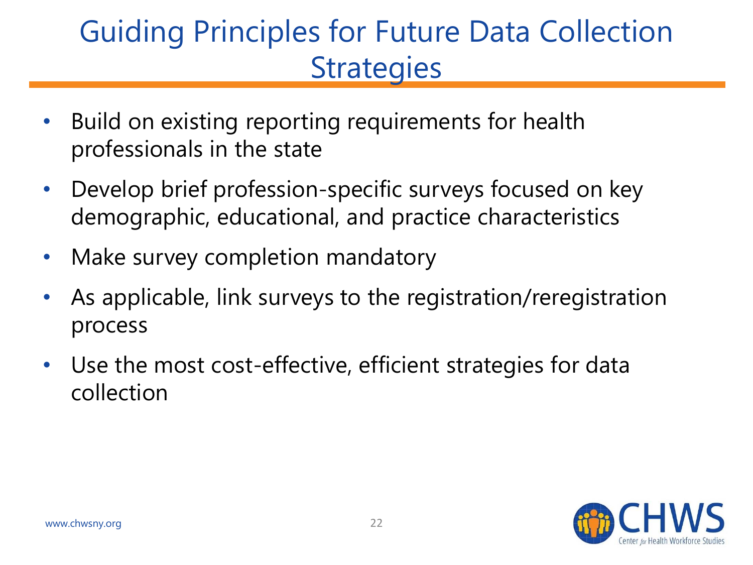# Guiding Principles for Future Data Collection Strategies

- Build on existing reporting requirements for health professionals in the state
- Develop brief profession-specific surveys focused on key demographic, educational, and practice characteristics
- Make survey completion mandatory
- As applicable, link surveys to the registration/reregistration process
- Use the most cost-effective, efficient strategies for data collection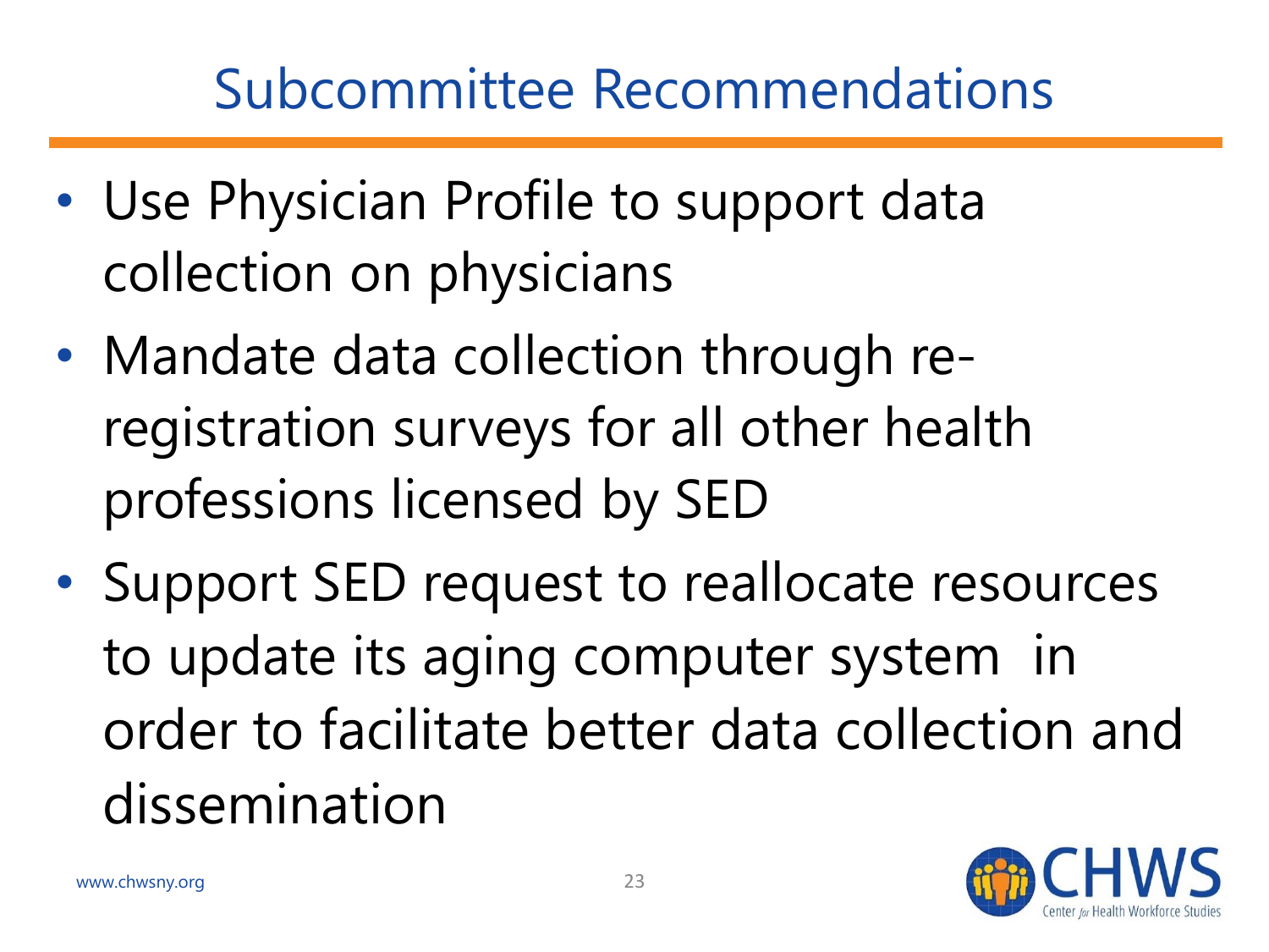# Subcommittee Recommendations

- Use Physician Profile to support data collection on physicians
- Mandate data collection through re-registration surveys for all other health professions licensed by SED
- Support SED request to reallocate resources to update its aging computer system in order to facilitate better data collection and dissemination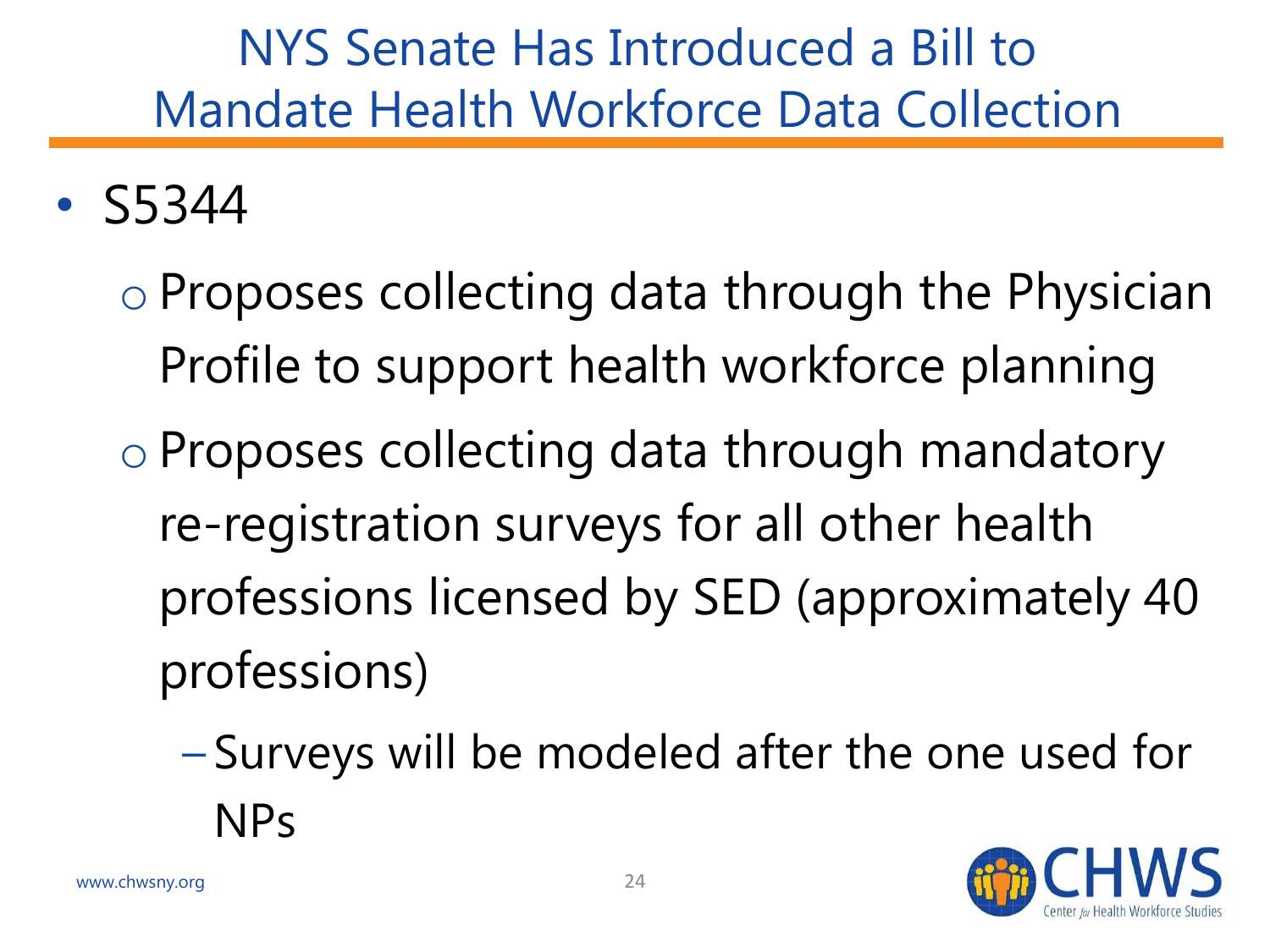# NYS Senate Has Introduced a Bill to Mandate Health Workforce Data Collection

- S5344
  - Proposes collecting data through the Physician Profile to support health workforce planning
  - Proposes collecting data through mandatory re-registration surveys for all other health professions licensed by SED (approximately 40 professions)
    - Surveys will be modeled after the one used for NPs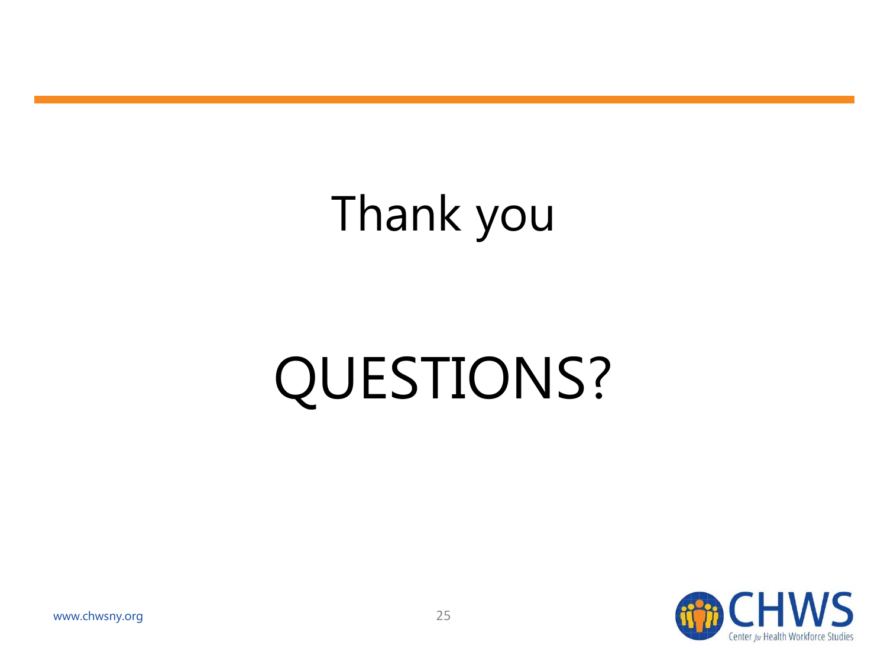# Thank you

# QUESTIONS?